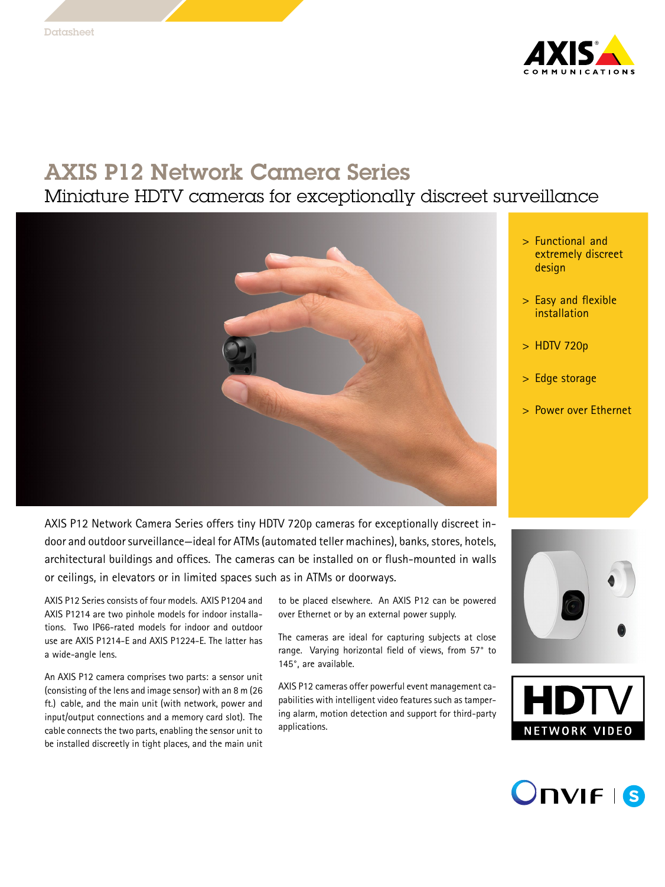Datasheet

# AXIS P12 Network Camera Series

## Miniature HDTV cameras for exceptionally discreet surveillance

- > Functional and extremely discreet design
- > Easy and flexible installation
- > HDTV 720p
- > Edge storage
- > Power over Ethernet

AXIS P12 Network Camera Series offers tiny HDTV 720p cameras for exceptionally discreet indoor and outdoor surveillance—ideal for ATMs (automated teller machines), banks, stores, hotels, architectural buildings and offices. The cameras can be installed on or flush-mounted in walls or ceilings, in elevators or in limited spaces such as in ATMs or doorways.

AXIS P12 Series consists of four models. AXIS P1204 and AXIS P1214 are two pinhole models for indoor installations. Two IP66-rated models for indoor and outdoor use are AXIS P1214-E and AXIS P1224-E. The latter has a wide-angle lens.

An AXIS P12 camera comprises two parts: a sensor unit (consisting of the lens and image sensor) with an 8 m (26 ft.) cable, and the main unit (with network, power and input/output connections and a memory card slot). The cable connects the two parts, enabling the sensor unit to be installed discreetly in tight places, and the main unit to be placed elsewhere. An AXIS P12 can be powered over Ethernet or by an external power supply.

The cameras are ideal for capturing subjects at close range. Varying horizontal field of views, from 57° to 145°, are available.

AXIS P12 cameras offer powerful event management capabilities with intelligent video features such as tampering alarm, motion detection and support for third-party applications.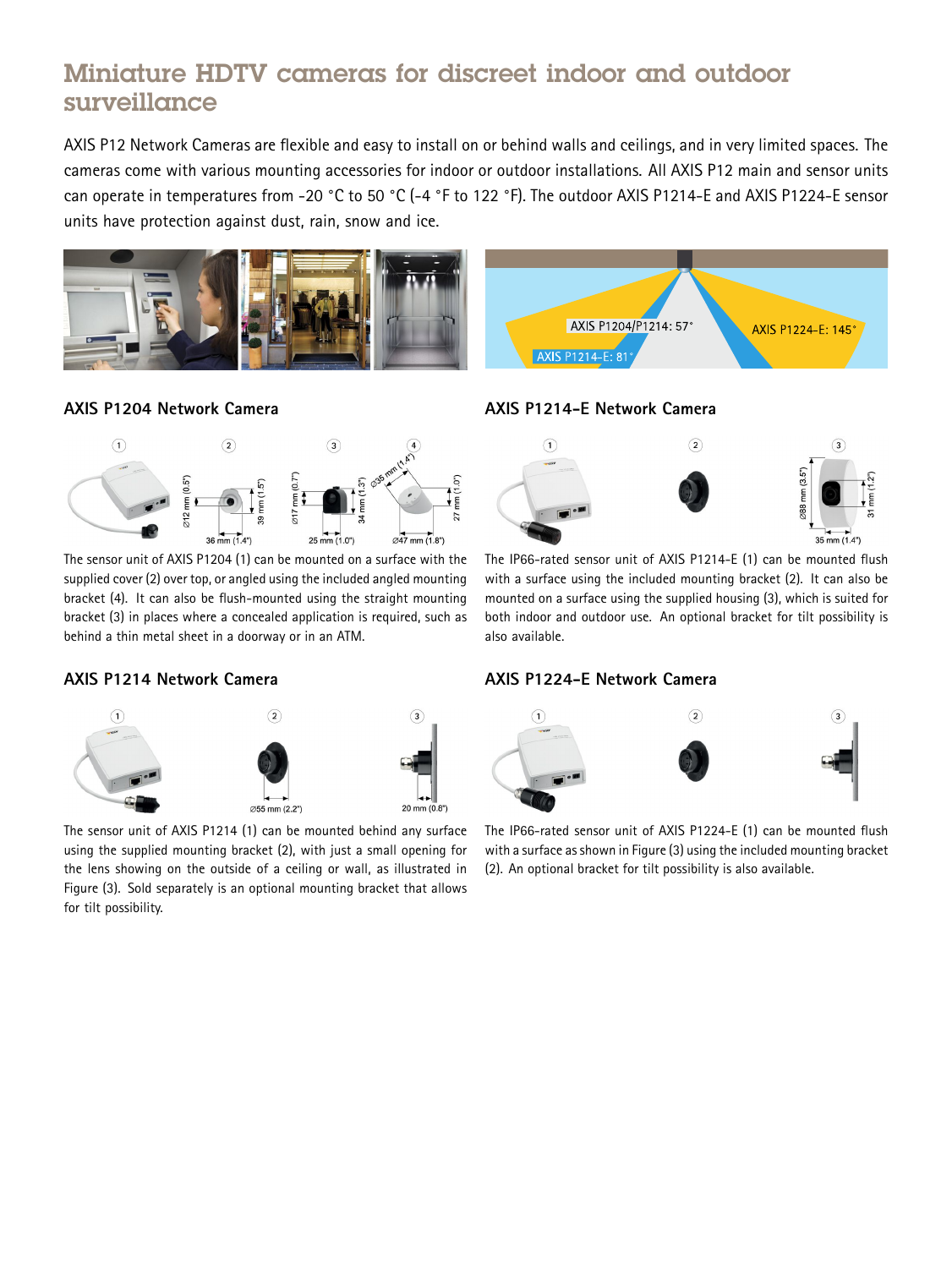# Miniature HDTV cameras for discreet indoor and outdoor surveillance

AXIS P12 Network Cameras are flexible and easy to install on or behind walls and ceilings, and in very limited spaces. The cameras come with various mounting accessories for indoor or outdoor installations. All AXIS P12 main and sensor units can operate in temperatures from -20 °C to 50 °C (-4 °F to 122 °F). The outdoor AXIS P1214-E and AXIS P1224-E sensor units have protection against dust, rain, snow and ice.

AXIS P1204/P1214: 57°

AXIS P1214-E: 81°

AXIS P1224-E: 145°

## AXIS P1204 Network Camera

The sensor unit of AXIS P1204 (1) can be mounted on a surface with the supplied cover (2) over top, or angled using the included angled mounting bracket (4). It can also be flush-mounted using the straight mounting bracket (3) in places where a concealed application is required, such as behind a thin metal sheet in a doorway or in an ATM.

## AXIS P1214-E Network Camera

The IP66-rated sensor unit of AXIS P1214-E (1) can be mounted flush with a surface using the included mounting bracket (2). It can also be mounted on a surface using the supplied housing (3), which is suited for both indoor and outdoor use. An optional bracket for tilt possibility is also available.

## AXIS P1214 Network Camera

The sensor unit of AXIS P1214 (1) can be mounted behind any surface using the supplied mounting bracket (2), with just a small opening for the lens showing on the outside of a ceiling or wall, as illustrated in Figure (3). Sold separately is an optional mounting bracket that allows for tilt possibility.

## AXIS P1224-E Network Camera

The IP66-rated sensor unit of AXIS P1224-E (1) can be mounted flush with a surface as shown in Figure (3) using the included mounting bracket (2). An optional bracket for tilt possibility is also available.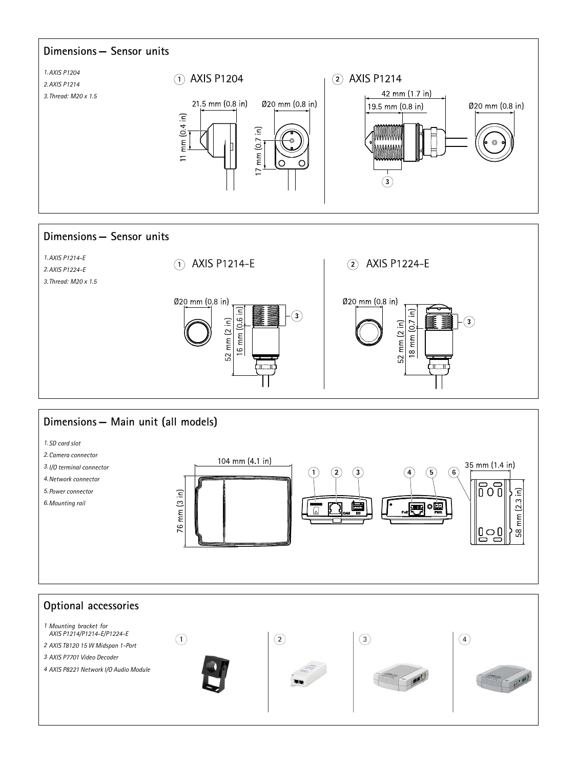## Dimensions — Sensor units

1. *AXIS P1204*
2. *AXIS P1214*
3. *Thread: M20 x 1.5*

① AXIS P1204

21.5 mm (0.8 in)

Ø20 mm (0.8 in)

11 mm (0.4 in)

17 mm (0.7 in)

② AXIS P1214

42 mm (1.7 in)

19.5 mm (0.8 in)

Ø20 mm (0.8 in)

③

## Dimensions — Sensor units

1. *AXIS P1214-E*
2. *AXIS P1224-E*
3. *Thread: M20 x 1.5*

① AXIS P1214-E

Ø20 mm (0.8 in)

52 mm (2 in)

16 mm (0.6 in)

③

② AXIS P1224-E

Ø20 mm (0.8 in)

52 mm (2 in)

18 mm (0.7 in)

③

## Dimensions — Main unit (all models)

1. *SD card slot*
2. *Camera connector*
3. *I/O terminal connector*
4. *Network connector*
5. *Power connector*
6. *Mounting rail*

104 mm (4.1 in)

76 mm (3 in)

35 mm (1.4 in)

58 mm (2.3 in)

CAM I/O PoE PWR

## Optional accessories

1. *Mounting bracket for AXIS P1214/P1214-E/P1224-E*
2. *AXIS T8120 15 W Midspan 1-Port*
3. *AXIS P7701 Video Decoder*
4. *AXIS P8221 Network I/O Audio Module*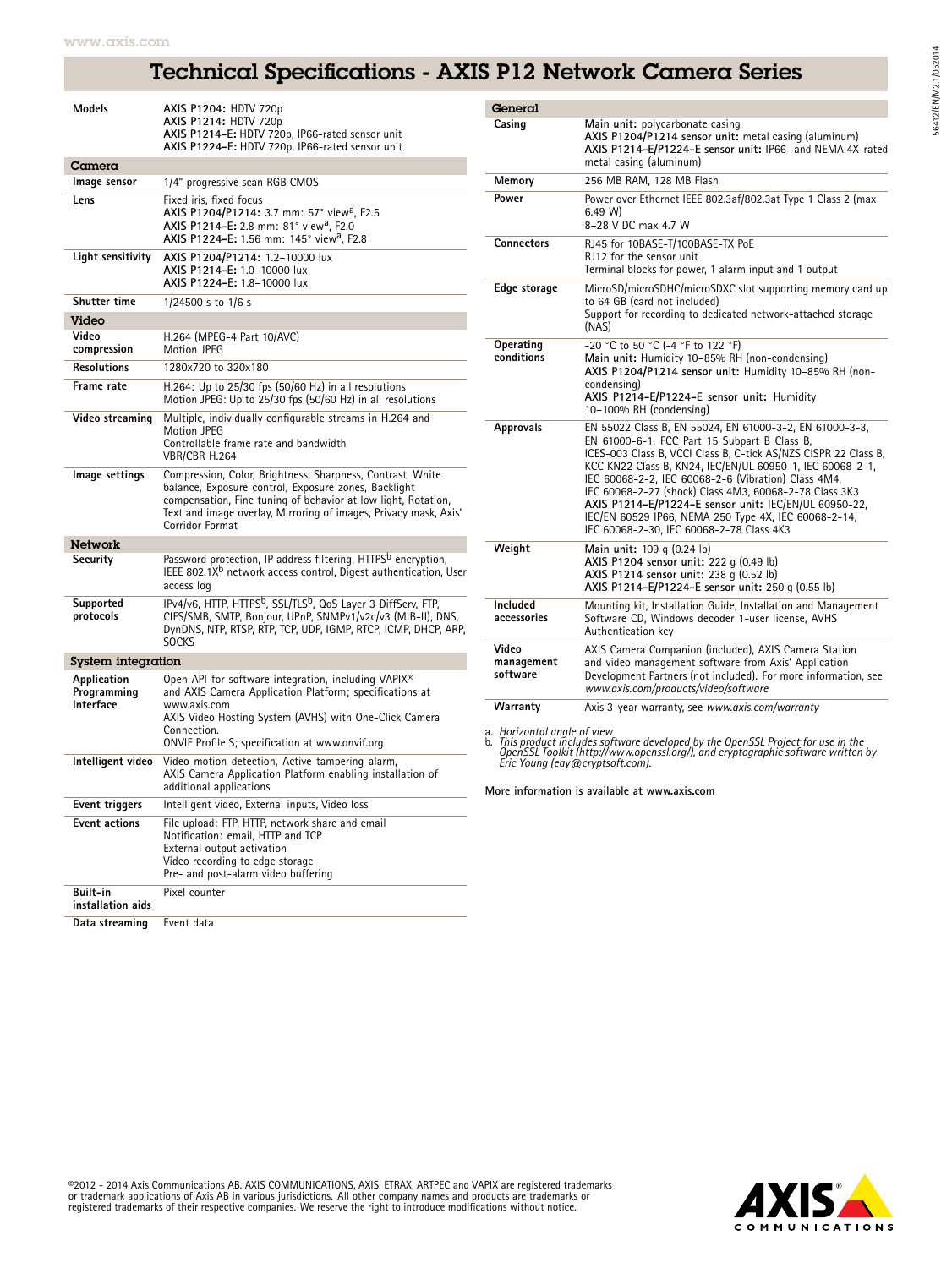# Technical Specifications - AXIS P12 Network Camera Series

| | |
|---|---|
| **Models** | **AXIS P1204:** HDTV 720p<br>**AXIS P1214:** HDTV 720p<br>**AXIS P1214-E:** HDTV 720p, IP66-rated sensor unit<br>**AXIS P1224-E:** HDTV 720p, IP66-rated sensor unit |

## Camera

| | |
|---|---|
| **Image sensor** | 1/4" progressive scan RGB CMOS |
| **Lens** | Fixed iris, fixed focus<br>**AXIS P1204/P1214:** 3.7 mm: 57° view[a], F2.5<br>**AXIS P1214-E:** 2.8 mm: 81° view[a], F2.0<br>**AXIS P1224-E:** 1.56 mm: 145° view[a], F2.8 |
| **Light sensitivity** | **AXIS P1204/P1214:** 1.2–10000 lux<br>**AXIS P1214-E:** 1.0–10000 lux<br>**AXIS P1224-E:** 1.8–10000 lux |
| **Shutter time** | 1/24500 s to 1/6 s |

## Video

| | |
|---|---|
| **Video compression** | H.264 (MPEG-4 Part 10/AVC)<br>Motion JPEG |
| **Resolutions** | 1280x720 to 320x180 |
| **Frame rate** | H.264: Up to 25/30 fps (50/60 Hz) in all resolutions<br>Motion JPEG: Up to 25/30 fps (50/60 Hz) in all resolutions |
| **Video streaming** | Multiple, individually configurable streams in H.264 and Motion JPEG<br>Controllable frame rate and bandwidth<br>VBR/CBR H.264 |
| **Image settings** | Compression, Color, Brightness, Sharpness, Contrast, White balance, Exposure control, Exposure zones, Backlight compensation, Fine tuning of behavior at low light, Rotation, Text and image overlay, Mirroring of images, Privacy mask, Axis' Corridor Format |

## Network

| | |
|---|---|
| **Security** | Password protection, IP address filtering, HTTPS[b] encryption, IEEE 802.1X[b] network access control, Digest authentication, User access log |
| **Supported protocols** | IPv4/v6, HTTP, HTTPS[b], SSL/TLS[b], QoS Layer 3 DiffServ, FTP, CIFS/SMB, SMTP, Bonjour, UPnP, SNMPv1/v2c/v3 (MIB-II), DNS, DynDNS, NTP, RTSP, RTP, TCP, UDP, IGMP, RTCP, ICMP, DHCP, ARP, SOCKS |

## System integration

| | |
|---|---|
| **Application Programming Interface** | Open API for software integration, including VAPIX® and AXIS Camera Application Platform; specifications at www.axis.com<br>AXIS Video Hosting System (AVHS) with One-Click Camera Connection.<br>ONVIF Profile S; specification at www.onvif.org |
| **Intelligent video** | Video motion detection, Active tampering alarm, AXIS Camera Application Platform enabling installation of additional applications |
| **Event triggers** | Intelligent video, External inputs, Video loss |
| **Event actions** | File upload: FTP, HTTP, network share and email<br>Notification: email, HTTP and TCP<br>External output activation<br>Video recording to edge storage<br>Pre- and post-alarm video buffering |
| **Built-in installation aids** | Pixel counter |
| **Data streaming** | Event data |

## General

| | |
|---|---|
| **Casing** | **Main unit:** polycarbonate casing<br>**AXIS P1204/P1214 sensor unit:** metal casing (aluminum)<br>**AXIS P1214-E/P1224-E sensor unit:** IP66- and NEMA 4X-rated metal casing (aluminum) |
| **Memory** | 256 MB RAM, 128 MB Flash |
| **Power** | Power over Ethernet IEEE 802.3af/802.3at Type 1 Class 2 (max 6.49 W)<br>8–28 V DC max 4.7 W |
| **Connectors** | RJ45 for 10BASE-T/100BASE-TX PoE<br>RJ12 for the sensor unit<br>Terminal blocks for power, 1 alarm input and 1 output |
| **Edge storage** | MicroSD/microSDHC/microSDXC slot supporting memory card up to 64 GB (card not included)<br>Support for recording to dedicated network-attached storage (NAS) |
| **Operating conditions** | -20 °C to 50 °C (-4 °F to 122 °F)<br>**Main unit:** Humidity 10–85% RH (non-condensing)<br>**AXIS P1204/P1214 sensor unit:** Humidity 10–85% RH (non-condensing)<br>**AXIS P1214-E/P1224-E sensor unit:** Humidity 10–100% RH (condensing) |
| **Approvals** | EN 55022 Class B, EN 55024, EN 61000-3-2, EN 61000-3-3, EN 61000-6-1, FCC Part 15 Subpart B Class B, ICES-003 Class B, VCCI Class B, C-tick AS/NZS CISPR 22 Class B, KCC KN22 Class B, KN24, IEC/EN/UL 60950-1, IEC 60068-2-1, IEC 60068-2-2, IEC 60068-2-6 (Vibration) Class 4M4, IEC 60068-2-27 (shock) Class 4M3, 60068-2-78 Class 3K3<br>**AXIS P1214-E/P1224-E sensor unit:** IEC/EN/UL 60950-22, IEC/EN 60529 IP66, NEMA 250 Type 4X, IEC 60068-2-14, IEC 60068-2-30, IEC 60068-2-78 Class 4K3 |
| **Weight** | **Main unit:** 109 g (0.24 lb)<br>**AXIS P1204 sensor unit:** 222 g (0.49 lb)<br>**AXIS P1214 sensor unit:** 238 g (0.52 lb)<br>**AXIS P1214-E/P1224-E sensor unit:** 250 g (0.55 lb) |
| **Included accessories** | Mounting kit, Installation Guide, Installation and Management Software CD, Windows decoder 1-user license, AVHS Authentication key |
| **Video management software** | AXIS Camera Companion (included), AXIS Camera Station and video management software from Axis' Application Development Partners (not included). For more information, see *www.axis.com/products/video/software* |
| **Warranty** | Axis 3-year warranty, see *www.axis.com/warranty* |

a. *Horizontal angle of view*
b. *This product includes software developed by the OpenSSL Project for use in the OpenSSL Toolkit (http://www.openssl.org/), and cryptographic software written by Eric Young (eay@cryptsoft.com).*

More information is available at www.axis.com

©2012 - 2014 Axis Communications AB. AXIS COMMUNICATIONS, AXIS, ETRAX, ARTPEC and VAPIX are registered trademarks or trademark applications of Axis AB in various jurisdictions. All other company names and products are trademarks or registered trademarks of their respective companies. We reserve the right to introduce modifications without notice.